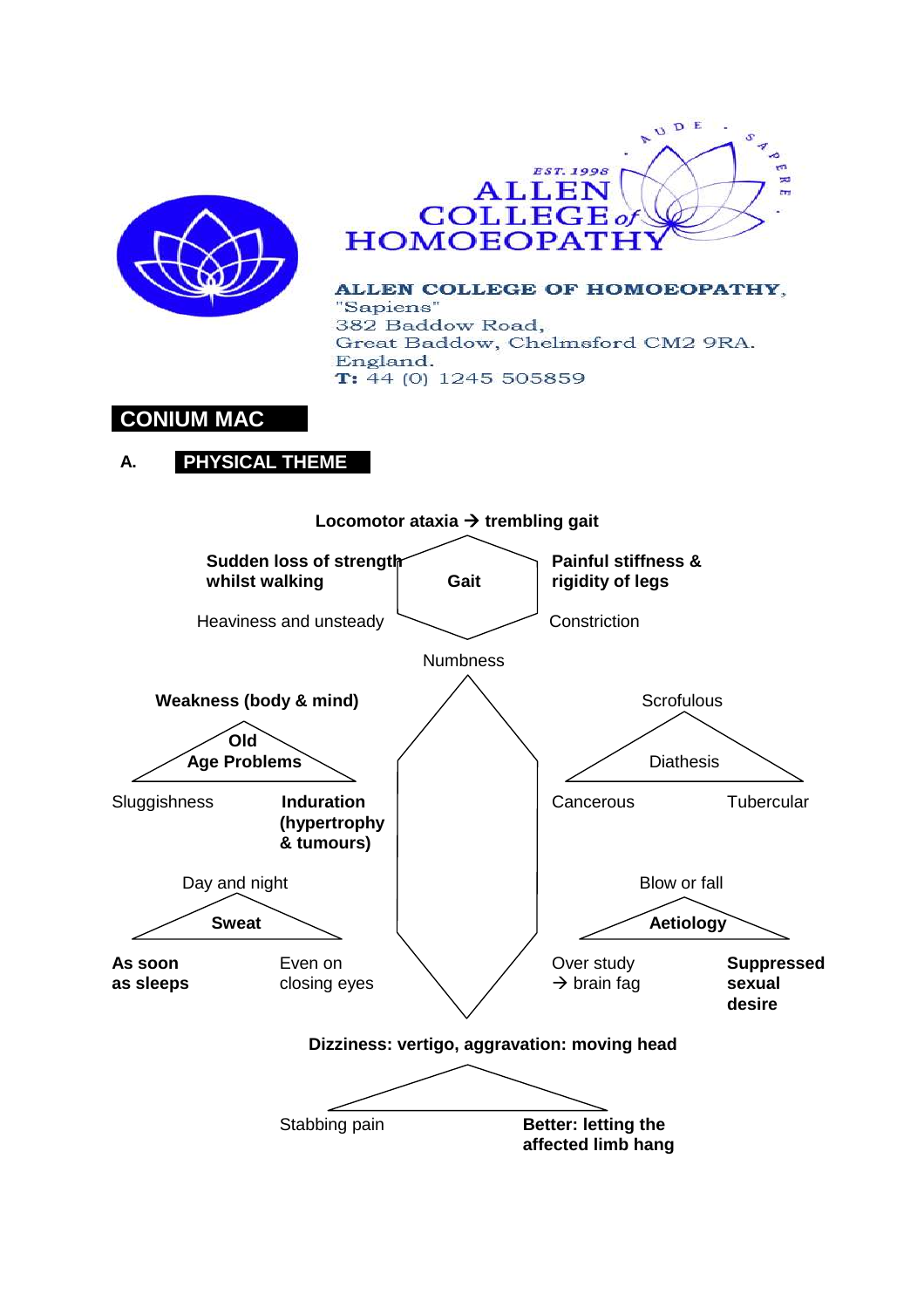**ALLEN COLLEGE of HOMOEOPATHY**
EST. 1998
AUDE SAPERE

**ALLEN COLLEGE OF HOMOEOPATHY,**
"Sapiens"
382 Baddow Road,
Great Baddow, Chelmsford CM2 9RA.
England.
**T:** 44 (0) 1245 505859

# CONIUM MAC

## A. PHYSICAL THEME

**Locomotor ataxia → trembling gait**

**Gait**
- **Sudden loss of strength whilst walking**
- **Painful stiffness & rigidity of legs**
- Heaviness and unsteady
- Constriction

Numbness

**Old Age Problems**
- **Weakness (body & mind)**
- Sluggishness
- **Induration (hypertrophy & tumours)**

**Diathesis**
- Scrofulous
- Cancerous
- Tubercular

**Sweat**
- Day and night
- **As soon as sleeps**
- Even on closing eyes

**Aetiology**
- Blow or fall
- Over study → brain fag
- **Suppressed sexual desire**

**Dizziness: vertigo, aggravation: moving head**

- Stabbing pain
- **Better: letting the affected limb hang**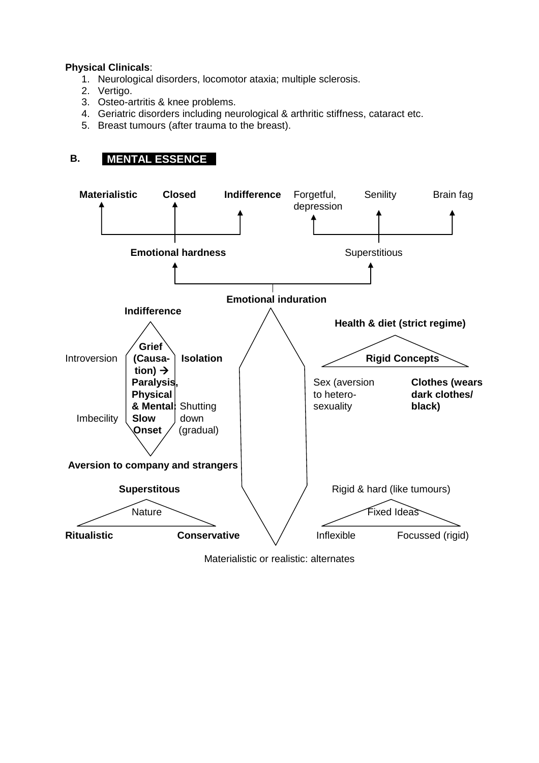**Physical Clinicals**:

1. Neurological disorders, locomotor ataxia; multiple sclerosis.
2. Vertigo.
3. Osteo-artritis & knee problems.
4. Geriatric disorders including neurological & arthritic stiffness, cataract etc.
5. Breast tumours (after trauma to the breast).

**B. MENTAL ESSENCE**

**Materialistic** **Closed** **Indifference** Forgetful, depression Senility Brain fag

**Emotional hardness** Superstitious

**Emotional induration**

**Indifference**

Introversion **Grief (Causation) → Paralysis, Physical & Mental: Slow Onset** **Isolation**

Imbecility Shutting down (gradual)

**Aversion to company and strangers**

**Superstitous**

Nature

**Ritualistic** **Conservative**

**Health & diet (strict regime)**

**Rigid Concepts**

Sex (aversion to hetero-sexuality **Clothes (wears dark clothes/ black)**

Rigid & hard (like tumours)

Fixed Ideas

Inflexible Focussed (rigid)

Materialistic or realistic: alternates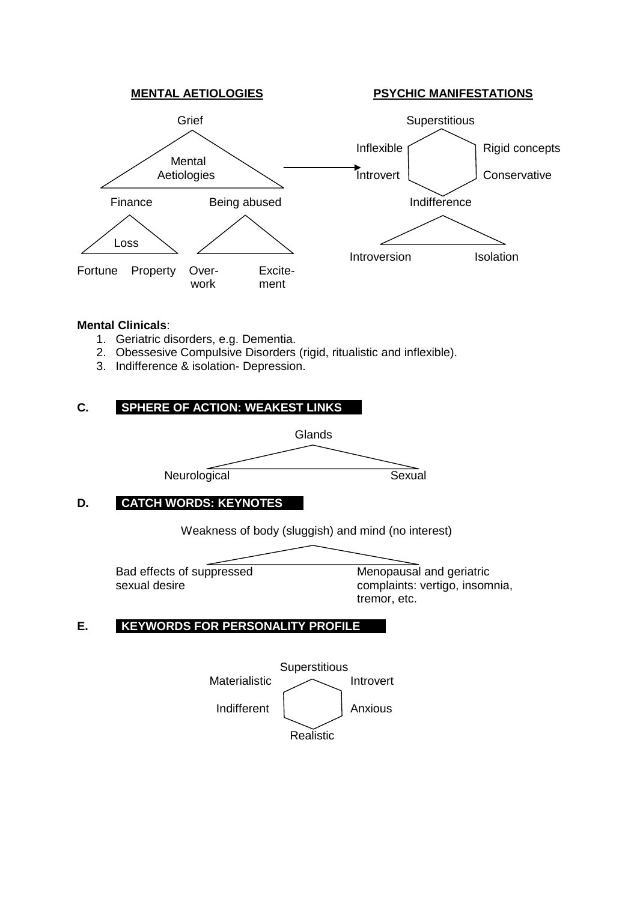**MENTAL AETIOLOGIES**

Grief

Mental Aetiologies

Finance — Loss: Fortune, Property

Being abused: Over-work, Excite-ment

**PSYCHIC MANIFESTATIONS**

Superstitious

Inflexible — Rigid concepts

Introvert — Conservative

Indifference

Introversion — Isolation

**Mental Clinicals**:

1. Geriatric disorders, e.g. Dementia.
2. Obessesive Compulsive Disorders (rigid, ritualistic and inflexible).
3. Indifference & isolation- Depression.

## C. SPHERE OF ACTION: WEAKEST LINKS

Glands

Neurological — Sexual

## D. CATCH WORDS: KEYNOTES

Weakness of body (sluggish) and mind (no interest)

Bad effects of suppressed sexual desire

Menopausal and geriatric complaints: vertigo, insomnia, tremor, etc.

## E. KEYWORDS FOR PERSONALITY PROFILE

Superstitious

Materialistic — Introvert

Indifferent — Anxious

Realistic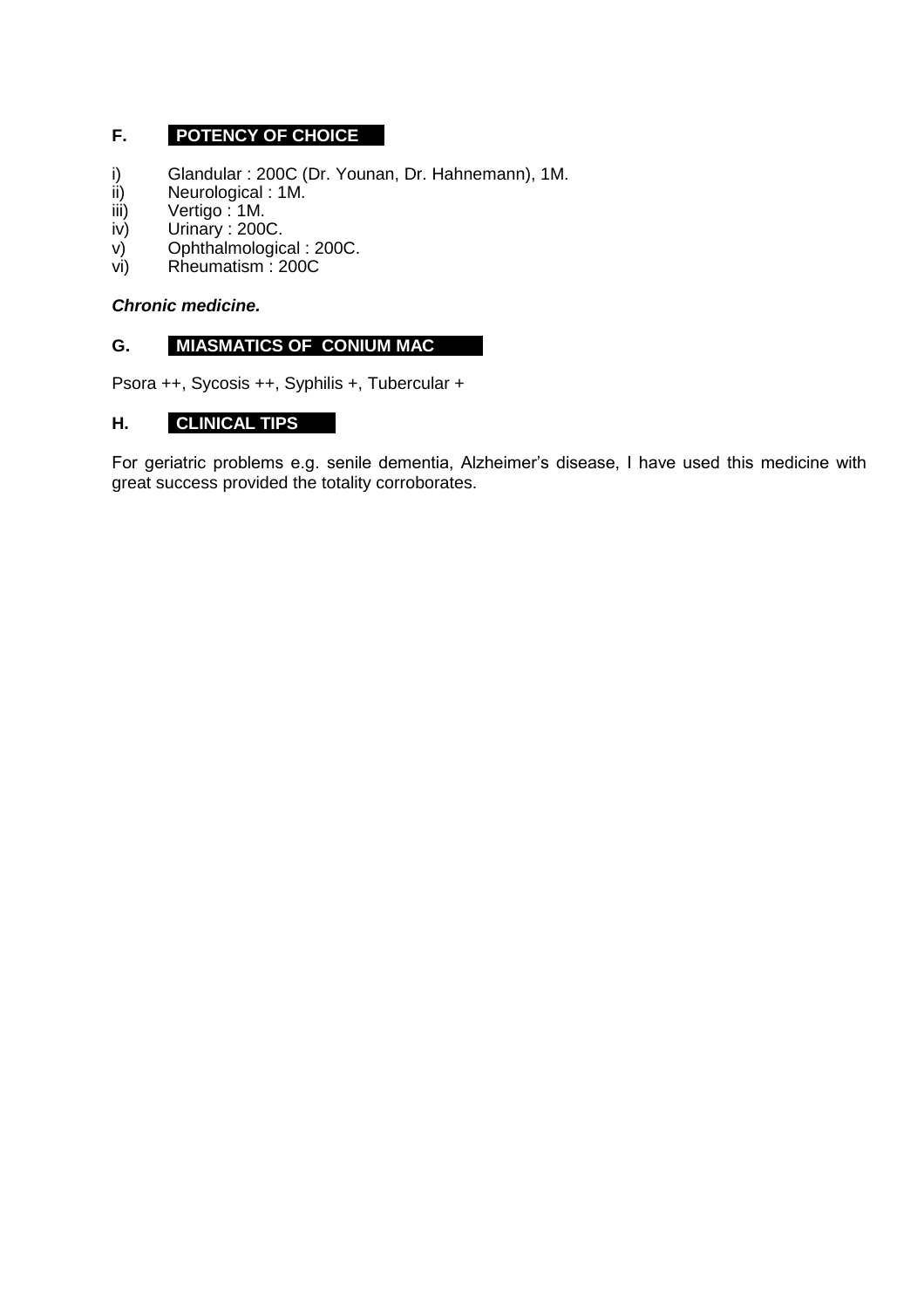## F. POTENCY OF CHOICE

i) Glandular : 200C (Dr. Younan, Dr. Hahnemann), 1M.
ii) Neurological : 1M.
iii) Vertigo : 1M.
iv) Urinary : 200C.
v) Ophthalmological : 200C.
vi) Rheumatism : 200C

***Chronic medicine.***

## G. MIASMATICS OF CONIUM MAC

Psora ++, Sycosis ++, Syphilis +, Tubercular +

## H. CLINICAL TIPS

For geriatric problems e.g. senile dementia, Alzheimer's disease, I have used this medicine with great success provided the totality corroborates.